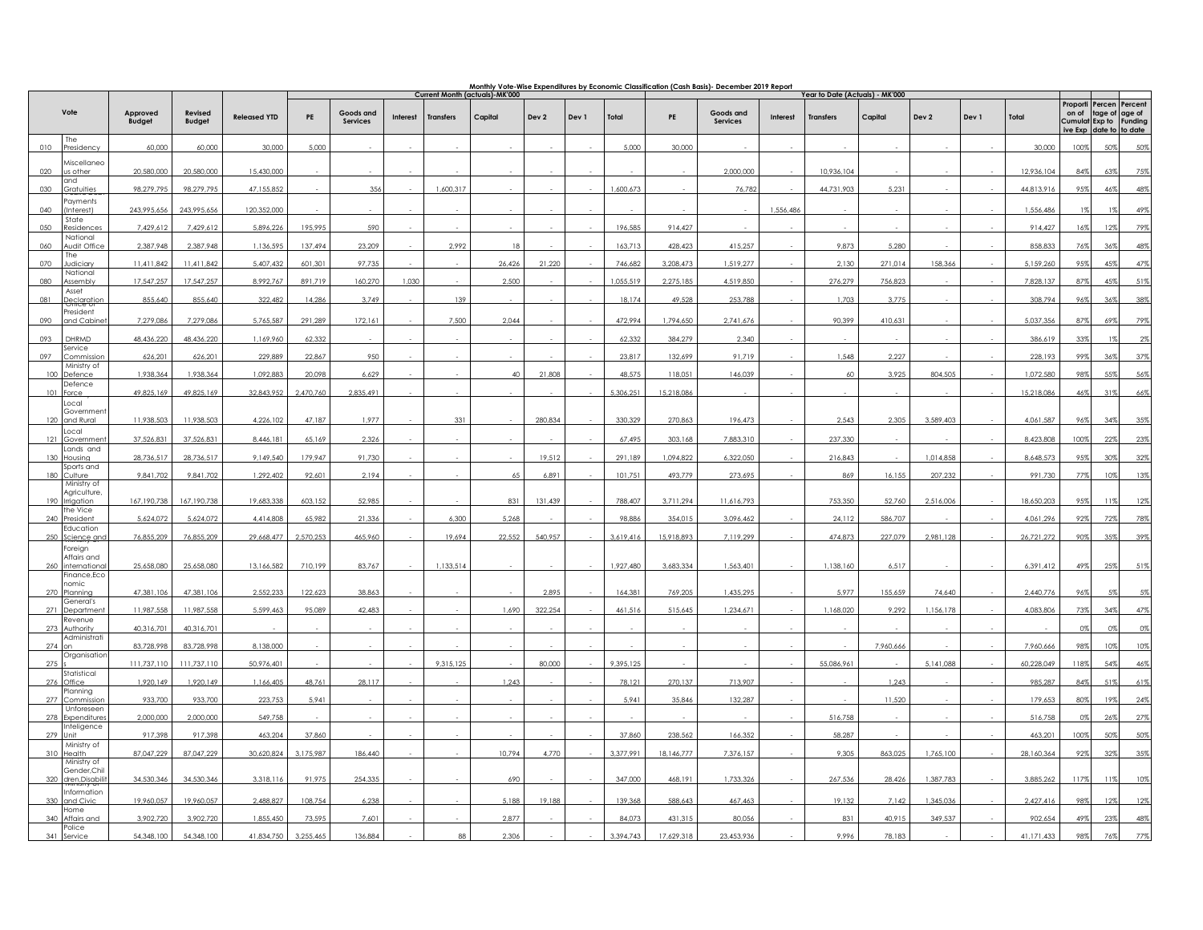# Monthly Vote-Wise Expenditures by Economic Classification (Cash Basis)- December 2019 Report

| | Vote | Approved Budget | Revised Budget | Released YTD | Current Month (actuals)-MK'000 | | | | | | | | Year to Date (Actuals) - MK'000 | | | | | | | | Proportion of Cumulative Exp | Percentage of Exp to date | Percentage of Funding to date |
|---|---|---|---|---|---|---|---|---|---|---|---|---|---|---|---|---|---|---|---|---|---|---|---|
| | | | | | PE | Goods and Services | Interest | Transfers | Capital | Dev 2 | Dev 1 | Total | PE | Goods and Services | Interest | Transfers | Capital | Dev 2 | Dev 1 | Total | | | |
| 010 | The Presidency | 60,000 | 60,000 | 30,000 | 5,000 | - | - | - | - | - | - | 5,000 | 30,000 | - | - | - | - | - | - | 30,000 | 100% | 50% | 50% |
| 020 | Miscellaneous other | 20,580,000 | 20,580,000 | 15,430,000 | - | - | - | - | - | - | - | - | - | 2,000,000 | - | 10,936,104 | - | - | - | 12,936,104 | 84% | 63% | 75% |
| 030 | and Gratuities | 98,279,795 | 98,279,795 | 47,155,852 | - | 356 | - | 1,600,317 | - | - | - | 1,600,673 | - | 76,782 | - | 44,731,903 | 5,231 | - | - | 44,813,916 | 95% | 46% | 48% |
| 040 | Payments (Interest) | 243,995,656 | 243,995,656 | 120,352,000 | - | - | - | - | - | - | - | - | - | - | 1,556,486 | - | - | - | - | 1,556,486 | 1% | 1% | 49% |
| 050 | State Residences | 7,429,612 | 7,429,612 | 5,896,226 | 195,995 | 590 | - | - | - | - | - | 196,585 | 914,427 | - | - | - | - | - | - | 914,427 | 16% | 12% | 79% |
| 060 | National Audit Office | 2,387,948 | 2,387,948 | 1,136,595 | 137,494 | 23,209 | - | 2,992 | 18 | - | - | 163,713 | 428,423 | 415,257 | - | 9,873 | 5,280 | - | - | 858,833 | 76% | 36% | 48% |
| 070 | The Judiciary | 11,411,842 | 11,411,842 | 5,407,432 | 601,301 | 97,735 | - | - | 26,426 | 21,220 | - | 746,682 | 3,208,473 | 1,519,277 | - | 2,130 | 271,014 | 158,366 | - | 5,159,260 | 95% | 45% | 47% |
| 080 | National Assembly | 17,547,257 | 17,547,257 | 8,992,767 | 891,719 | 160,270 | 1,030 | - | 2,500 | - | - | 1,055,519 | 2,275,185 | 4,519,850 | - | 276,279 | 756,823 | - | - | 7,828,137 | 87% | 45% | 51% |
| 081 | Asset Declaration | 855,640 | 855,640 | 322,482 | 14,286 | 3,749 | - | 139 | - | - | - | 18,174 | 49,528 | 253,788 | - | 1,703 | 3,775 | - | - | 308,794 | 96% | 36% | 38% |
| 090 | Office of President and Cabinet | 7,279,086 | 7,279,086 | 5,765,587 | 291,289 | 172,161 | - | 7,500 | 2,044 | - | - | 472,994 | 1,794,650 | 2,741,676 | - | 90,399 | 410,631 | - | - | 5,037,356 | 87% | 69% | 79% |
| 093 | DHRMD | 48,436,220 | 48,436,220 | 1,169,960 | 62,332 | - | - | - | - | - | - | 62,332 | 384,279 | 2,340 | - | - | - | - | - | 386,619 | 33% | 1% | 2% |
| 097 | Service Commission | 626,201 | 626,201 | 229,889 | 22,867 | 950 | - | - | - | - | - | 23,817 | 132,699 | 91,719 | - | 1,548 | 2,227 | - | - | 228,193 | 99% | 36% | 37% |
| 100 | Ministry of Defence | 1,938,364 | 1,938,364 | 1,092,883 | 20,098 | 6,629 | - | - | 40 | 21,808 | - | 48,575 | 118,051 | 146,039 | - | 60 | 3,925 | 804,505 | - | 1,072,580 | 98% | 55% | 56% |
| 101 | Defence Force | 49,825,169 | 49,825,169 | 32,843,952 | 2,470,760 | 2,835,491 | - | - | - | - | - | 5,306,251 | 15,218,086 | - | - | - | - | - | - | 15,218,086 | 46% | 31% | 66% |
| 120 | Local Government and Rural | 11,938,503 | 11,938,503 | 4,226,102 | 47,187 | 1,977 | - | 331 | - | 280,834 | - | 330,329 | 270,863 | 196,473 | - | 2,543 | 2,305 | 3,589,403 | - | 4,061,587 | 96% | 34% | 35% |
| 121 | Local Government | 37,526,831 | 37,526,831 | 8,446,181 | 65,169 | 2,326 | - | - | - | - | - | 67,495 | 303,168 | 7,883,310 | - | 237,330 | - | - | - | 8,423,808 | 100% | 22% | 23% |
| 130 | Lands and Housing | 28,736,517 | 28,736,517 | 9,149,540 | 179,947 | 91,730 | - | - | - | 19,512 | - | 291,189 | 1,094,822 | 6,322,050 | - | 216,843 | - | 1,014,858 | - | 8,648,573 | 95% | 30% | 32% |
| 180 | Sports and Culture | 9,841,702 | 9,841,702 | 1,292,402 | 92,601 | 2,194 | - | - | 65 | 6,891 | - | 101,751 | 493,779 | 273,695 | - | 869 | 16,155 | 207,232 | - | 991,730 | 77% | 10% | 13% |
| 190 | Ministry of Agriculture, Irrigation | 167,190,738 | 167,190,738 | 19,683,338 | 603,152 | 52,985 | - | - | 831 | 131,439 | - | 788,407 | 3,711,294 | 11,616,793 | | 753,350 | 52,760 | 2,516,006 | - | 18,650,203 | 95% | 11% | 12% |
| 240 | the Vice President | 5,624,072 | 5,624,072 | 4,414,808 | 65,982 | 21,336 | - | 6,300 | 5,268 | - | - | 98,886 | 354,015 | 3,096,462 | - | 24,112 | 586,707 | - | - | 4,061,296 | 92% | 72% | 78% |
| 250 | Education Science and | 76,855,209 | 76,855,209 | 29,668,477 | 2,570,253 | 465,960 | - | 19,694 | 22,552 | 540,957 | - | 3,619,416 | 15,918,893 | 7,119,299 | - | 474,873 | 227,079 | 2,981,128 | - | 26,721,272 | 90% | 35% | 39% |
| 260 | Foreign Affairs and International | 25,658,080 | 25,658,080 | 13,166,582 | 710,199 | 83,767 | - | 1,133,514 | - | - | - | 1,927,480 | 3,683,334 | 1,563,401 | - | 1,138,160 | 6,517 | - | - | 6,391,412 | 49% | 25% | 51% |
| 270 | Finance,Economic Planning | 47,381,106 | 47,381,106 | 2,552,233 | 122,623 | 38,863 | - | - | - | 2,895 | - | 164,381 | 769,205 | 1,435,295 | - | 5,977 | 155,659 | 74,640 | - | 2,440,776 | 96% | 5% | 5% |
| 271 | General's Department | 11,987,558 | 11,987,558 | 5,599,463 | 95,089 | 42,483 | - | - | 1,690 | 322,254 | - | 461,516 | 515,645 | 1,234,671 | - | 1,168,020 | 9,292 | 1,156,178 | - | 4,083,806 | 73% | 34% | 47% |
| 273 | Revenue Authority | 40,316,701 | 40,316,701 | - | - | - | - | - | - | - | - | - | - | - | - | - | - | - | - | - | 0% | 0% | 0% |
| 274 | Administration | 83,728,998 | 83,728,998 | 8,138,000 | - | - | - | - | - | - | - | - | - | - | - | - | 7,960,666 | - | - | 7,960,666 | 98% | 10% | 10% |
| 275 | Organisations | 111,737,110 | 111,737,110 | 50,976,401 | - | - | - | 9,315,125 | - | 80,000 | - | 9,395,125 | - | - | - | 55,086,961 | - | 5,141,088 | - | 60,228,049 | 118% | 54% | 46% |
| 276 | Statistical Office | 1,920,149 | 1,920,149 | 1,166,405 | 48,761 | 28,117 | - | - | 1,243 | - | - | 78,121 | 270,137 | 713,907 | - | - | 1,243 | - | - | 985,287 | 84% | 51% | 61% |
| 277 | Planning Commission | 933,700 | 933,700 | 223,753 | 5,941 | - | - | - | - | - | - | 5,941 | 35,846 | 132,287 | - | - | 11,520 | - | - | 179,653 | 80% | 19% | 24% |
| 278 | Unforeseen Expenditures | 2,000,000 | 2,000,000 | 549,758 | - | - | - | - | - | - | - | - | - | - | - | 516,758 | - | - | - | 516,758 | 0% | 26% | 27% |
| 279 | Inteligence Unit | 917,398 | 917,398 | 463,204 | 37,860 | - | - | - | - | - | - | 37,860 | 238,562 | 166,352 | - | 58,287 | - | - | - | 463,201 | 100% | 50% | 50% |
| 310 | Ministry of Health | 87,047,229 | 87,047,229 | 30,620,824 | 3,175,987 | 186,440 | - | - | 10,794 | 4,770 | - | 3,377,991 | 18,146,777 | 7,376,157 | - | 9,305 | 863,025 | 1,765,100 | - | 28,160,364 | 92% | 32% | 35% |
| 320 | Ministry of Gender,Children,Disabilit | 34,530,346 | 34,530,346 | 3,318,116 | 91,975 | 254,335 | - | - | 690 | - | - | 347,000 | 468,191 | 1,733,326 | - | 267,536 | 28,426 | 1,387,783 | - | 3,885,262 | 117% | 11% | 10% |
| 330 | Ministry of Information and Civic | 19,960,057 | 19,960,057 | 2,488,827 | 108,754 | 6,238 | - | - | 5,188 | 19,188 | - | 139,368 | 588,643 | 467,463 | - | 19,132 | 7,142 | 1,345,036 | - | 2,427,416 | 98% | 12% | 12% |
| 340 | Home Affairs and | 3,902,720 | 3,902,720 | 1,855,450 | 73,595 | 7,601 | - | - | 2,877 | - | - | 84,073 | 431,315 | 80,056 | - | 831 | 40,915 | 349,537 | - | 902,654 | 49% | 23% | 48% |
| 341 | Police Service | 54,348,100 | 54,348,100 | 41,834,750 | 3,255,465 | 136,884 | - | 88 | 2,306 | - | - | 3,394,743 | 17,629,318 | 23,453,936 | - | 9,996 | 78,183 | - | - | 41,171,433 | 98% | 76% | 77% |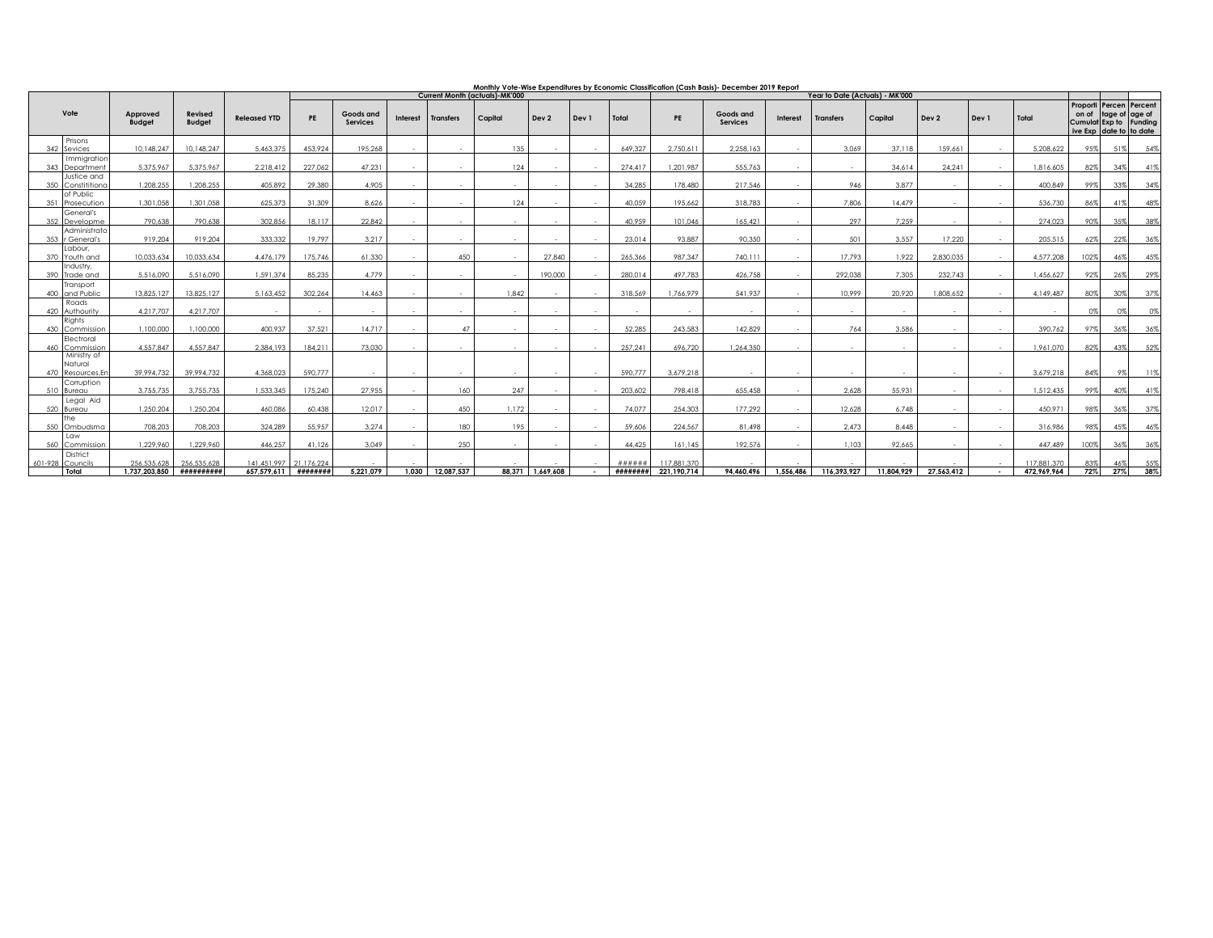# Monthly Vote-Wise Expenditures by Economic Classification (Cash Basis)- December 2019 Report

| Vote | | Approved Budget | Revised Budget | Released YTD | Current Month (actuals)-MK'000 | | | | | | | | Year to Date (Actuals) - MK'000 | | | | | | | | Proportion of Cumulative Exp | Percentage of Exp to date to | Percentage of Funding to date |
|---|---|---|---|---|---|---|---|---|---|---|---|---|---|---|---|---|---|---|---|---|---|---|---|
| | | | | | PE | Goods and Services | Interest | Transfers | Capital | Dev 2 | Dev 1 | Total | PE | Goods and Services | Interest | Transfers | Capital | Dev 2 | Dev 1 | Total | | | |
| 342 | Prisons Sevices | 10,148,247 | 10,148,247 | 5,463,375 | 453,924 | 195,268 | - | - | 135 | - | - | 649,327 | 2,750,611 | 2,258,163 | - | 3,069 | 37,118 | 159,661 | - | 5,208,622 | 95% | 51% | 54% |
| 343 | Immigration Department | 5,375,967 | 5,375,967 | 2,218,412 | 227,062 | 47,231 | - | - | 124 | - | - | 274,417 | 1,201,987 | 555,763 | - | - | 34,614 | 24,241 | - | 1,816,605 | 82% | 34% | 41% |
| 350 | Justice and Constititiona | 1,208,255 | 1,208,255 | 405,892 | 29,380 | 4,905 | - | - | - | - | - | 34,285 | 178,480 | 217,546 | - | 946 | 3,877 | - | - | 400,849 | 99% | 33% | 34% |
| 351 | of Public Prosecution | 1,301,058 | 1,301,058 | 625,373 | 31,309 | 8,626 | - | - | 124 | - | - | 40,059 | 195,662 | 318,783 | - | 7,806 | 14,479 | - | - | 536,730 | 86% | 41% | 48% |
| 352 | General's Developme | 790,638 | 790,638 | 302,856 | 18,117 | 22,842 | - | - | - | - | - | 40,959 | 101,046 | 165,421 | - | 297 | 7,259 | - | - | 274,023 | 90% | 35% | 38% |
| 353 | Administrator General's | 919,204 | 919,204 | 333,332 | 19,797 | 3,217 | - | - | - | - | - | 23,014 | 93,887 | 90,350 | - | 501 | 3,557 | 17,220 | - | 205,515 | 62% | 22% | 36% |
| 370 | Labour, Youth and | 10,033,634 | 10,033,634 | 4,476,179 | 175,746 | 61,330 | - | 450 | - | 27,840 | - | 265,366 | 987,347 | 740,111 | - | 17,793 | 1,922 | 2,830,035 | - | 4,577,208 | 102% | 46% | 45% |
| 390 | Industry, Trade and | 5,516,090 | 5,516,090 | 1,591,374 | 85,235 | 4,779 | - | - | - | 190,000 | - | 280,014 | 497,783 | 426,758 | - | 292,038 | 7,305 | 232,743 | - | 1,456,627 | 92% | 26% | 29% |
| 400 | Transport and Public | 13,825,127 | 13,825,127 | 5,163,452 | 302,264 | 14,463 | - | - | 1,842 | - | - | 318,569 | 1,766,979 | 541,937 | - | 10,999 | 20,920 | 1,808,652 | - | 4,149,487 | 80% | 30% | 37% |
| 420 | Roads Authourity | 4,217,707 | 4,217,707 | - | - | - | - | - | - | - | - | - | - | - | - | - | - | - | - | - | 0% | 0% | 0% |
| 430 | Rights Commission | 1,100,000 | 1,100,000 | 400,937 | 37,521 | 14,717 | - | 47 | - | - | - | 52,285 | 243,583 | 142,829 | - | 764 | 3,586 | - | - | 390,762 | 97% | 36% | 36% |
| 460 | Electroral Commission | 4,557,847 | 4,557,847 | 2,384,193 | 184,211 | 73,030 | - | - | - | - | - | 257,241 | 696,720 | 1,264,350 | - | - | - | - | - | 1,961,070 | 82% | 43% | 52% |
| 470 | Ministry of Natural Resources,En | 39,994,732 | 39,994,732 | 4,368,023 | 590,777 | - | - | - | - | - | - | 590,777 | 3,679,218 | - | - | - | - | - | - | 3,679,218 | 84% | 9% | 11% |
| 510 | Corruption Bureau | 3,755,735 | 3,755,735 | 1,533,345 | 175,240 | 27,955 | - | 160 | 247 | - | - | 203,602 | 798,418 | 655,458 | - | 2,628 | 55,931 | - | - | 1,512,435 | 99% | 40% | 41% |
| 520 | Legal Aid Bureau | 1,250,204 | 1,250,204 | 460,086 | 60,438 | 12,017 | - | 450 | 1,172 | - | - | 74,077 | 254,303 | 177,292 | - | 12,628 | 6,748 | - | - | 450,971 | 98% | 36% | 37% |
| 550 | the Ombudsma | 708,203 | 708,203 | 324,289 | 55,957 | 3,274 | - | 180 | 195 | - | - | 59,606 | 224,567 | 81,498 | - | 2,473 | 8,448 | - | - | 316,986 | 98% | 45% | 46% |
| 560 | Law Commission | 1,229,960 | 1,229,960 | 446,257 | 41,126 | 3,049 | - | 250 | - | - | - | 44,425 | 161,145 | 192,576 | - | 1,103 | 92,665 | - | - | 447,489 | 100% | 36% | 36% |
| 601-928 | District Councils | 256,535,628 | 256,535,628 | 141,451,997 | 21,176,224 | - | - | - | - | - | - | ###### | 117,881,370 | - | - | - | - | - | - | 117,881,370 | 83% | 46% | 55% |
| | **Total** | **1,737,203,850** | **##########** | **657,579,611** | **########** | **5,221,079** | **1,030** | **12,087,537** | **88,371** | **1,669,608** | **-** | **########** | **221,190,714** | **94,460,496** | **1,556,486** | **116,393,927** | **11,804,929** | **27,563,412** | **-** | **472,969,964** | **72%** | **27%** | **38%** |